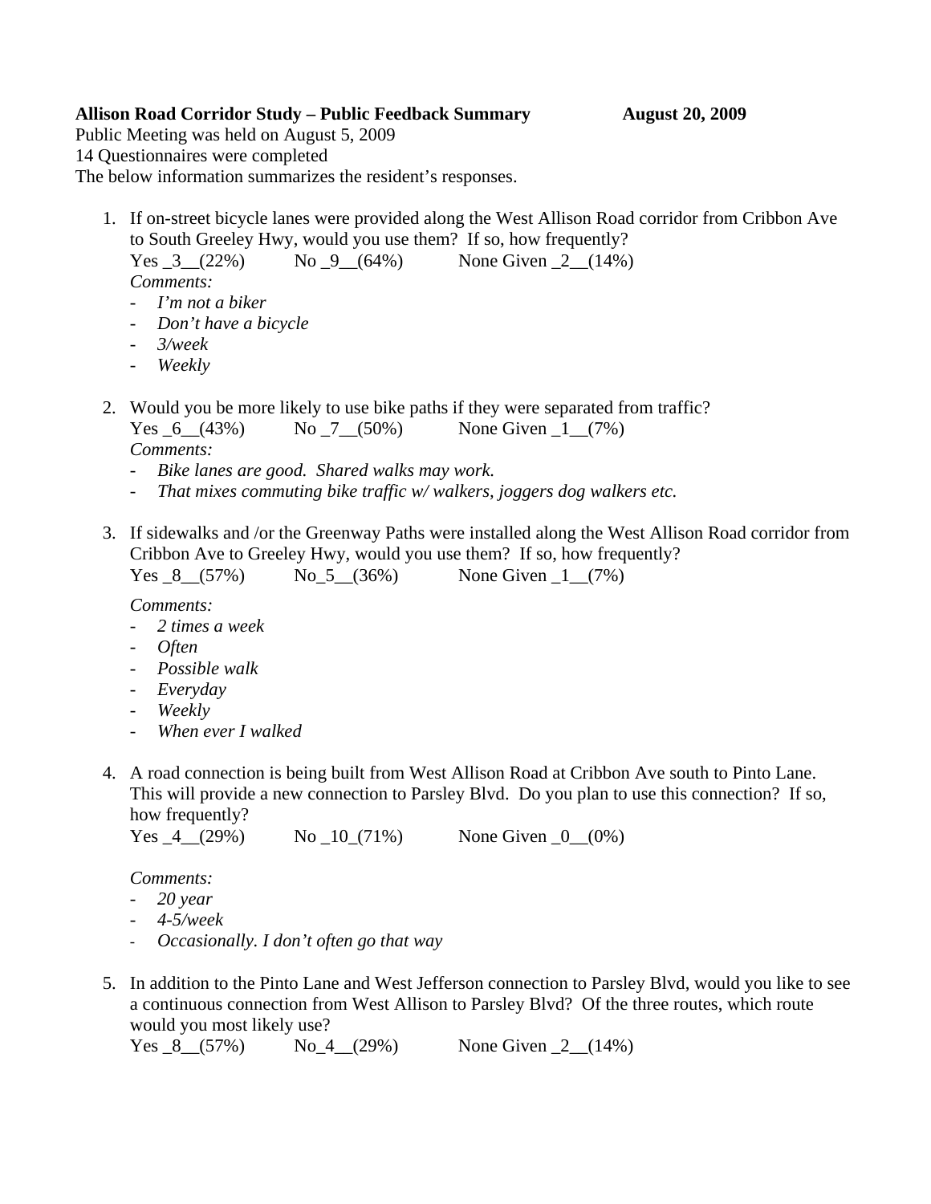**Allison Road Corridor Study – Public Feedback Summary** **August 20, 2009**

Public Meeting was held on August 5, 2009
14 Questionnaires were completed
The below information summarizes the resident's responses.

1. If on-street bicycle lanes were provided along the West Allison Road corridor from Cribbon Ave to South Greeley Hwy, would you use them? If so, how frequently?
   Yes _3__(22%) No _9__(64%) None Given _2__(14%)
   *Comments:*
   - *I'm not a biker*
   - *Don't have a bicycle*
   - *3/week*
   - *Weekly*

2. Would you be more likely to use bike paths if they were separated from traffic?
   Yes _6__(43%) No _7__(50%) None Given _1__(7%)
   *Comments:*
   - *Bike lanes are good. Shared walks may work.*
   - *That mixes commuting bike traffic w/ walkers, joggers dog walkers etc.*

3. If sidewalks and /or the Greenway Paths were installed along the West Allison Road corridor from Cribbon Ave to Greeley Hwy, would you use them? If so, how frequently?
   Yes _8__(57%) No_5__(36%) None Given _1__(7%)

   *Comments:*
   - *2 times a week*
   - *Often*
   - *Possible walk*
   - *Everyday*
   - *Weekly*
   - *When ever I walked*

4. A road connection is being built from West Allison Road at Cribbon Ave south to Pinto Lane. This will provide a new connection to Parsley Blvd. Do you plan to use this connection? If so, how frequently?
   Yes _4__(29%) No _10_(71%) None Given _0__(0%)

   *Comments:*
   - *20 year*
   - *4-5/week*
   - *Occasionally. I don't often go that way*

5. In addition to the Pinto Lane and West Jefferson connection to Parsley Blvd, would you like to see a continuous connection from West Allison to Parsley Blvd? Of the three routes, which route would you most likely use?
   Yes _8__(57%) No_4__(29%) None Given _2__(14%)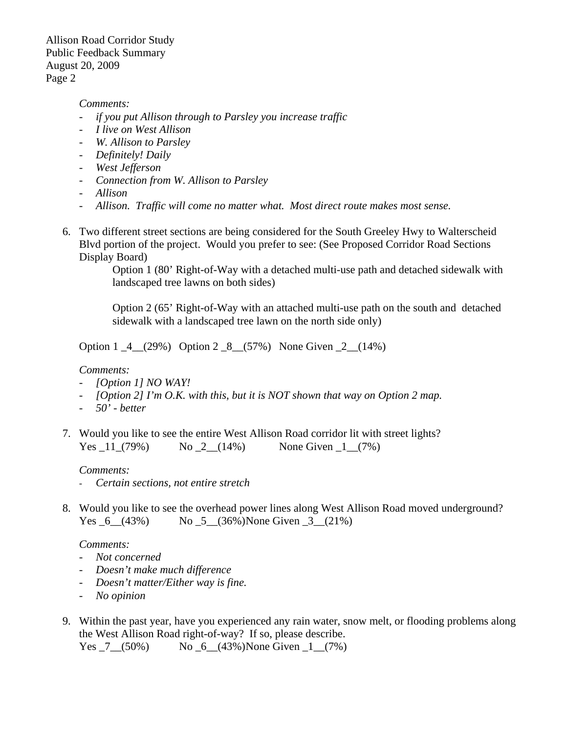*Comments:*

- *if you put Allison through to Parsley you increase traffic*
- *I live on West Allison*
- *W. Allison to Parsley*
- *Definitely! Daily*
- *West Jefferson*
- *Connection from W. Allison to Parsley*
- *Allison*
- *Allison. Traffic will come no matter what. Most direct route makes most sense.*

6. Two different street sections are being considered for the South Greeley Hwy to Walterscheid Blvd portion of the project. Would you prefer to see: (See Proposed Corridor Road Sections Display Board)

   Option 1 (80' Right-of-Way with a detached multi-use path and detached sidewalk with landscaped tree lawns on both sides)

   Option 2 (65' Right-of-Way with an attached multi-use path on the south and detached sidewalk with a landscaped tree lawn on the north side only)

   Option 1 _4__(29%) Option 2 _8__(57%) None Given _2__(14%)

   *Comments:*

   - *[Option 1] NO WAY!*
   - *[Option 2] I'm O.K. with this, but it is NOT shown that way on Option 2 map.*
   - *50' - better*

7. Would you like to see the entire West Allison Road corridor lit with street lights?
   Yes _11_(79%) No _2__(14%) None Given _1__(7%)

   *Comments:*

   - *Certain sections, not entire stretch*

8. Would you like to see the overhead power lines along West Allison Road moved underground?
   Yes _6__(43%) No _5__(36%) None Given _3__(21%)

   *Comments:*

   - *Not concerned*
   - *Doesn't make much difference*
   - *Doesn't matter/Either way is fine.*
   - *No opinion*

9. Within the past year, have you experienced any rain water, snow melt, or flooding problems along the West Allison Road right-of-way? If so, please describe.
   Yes _7__(50%) No _6__(43%) None Given _1__(7%)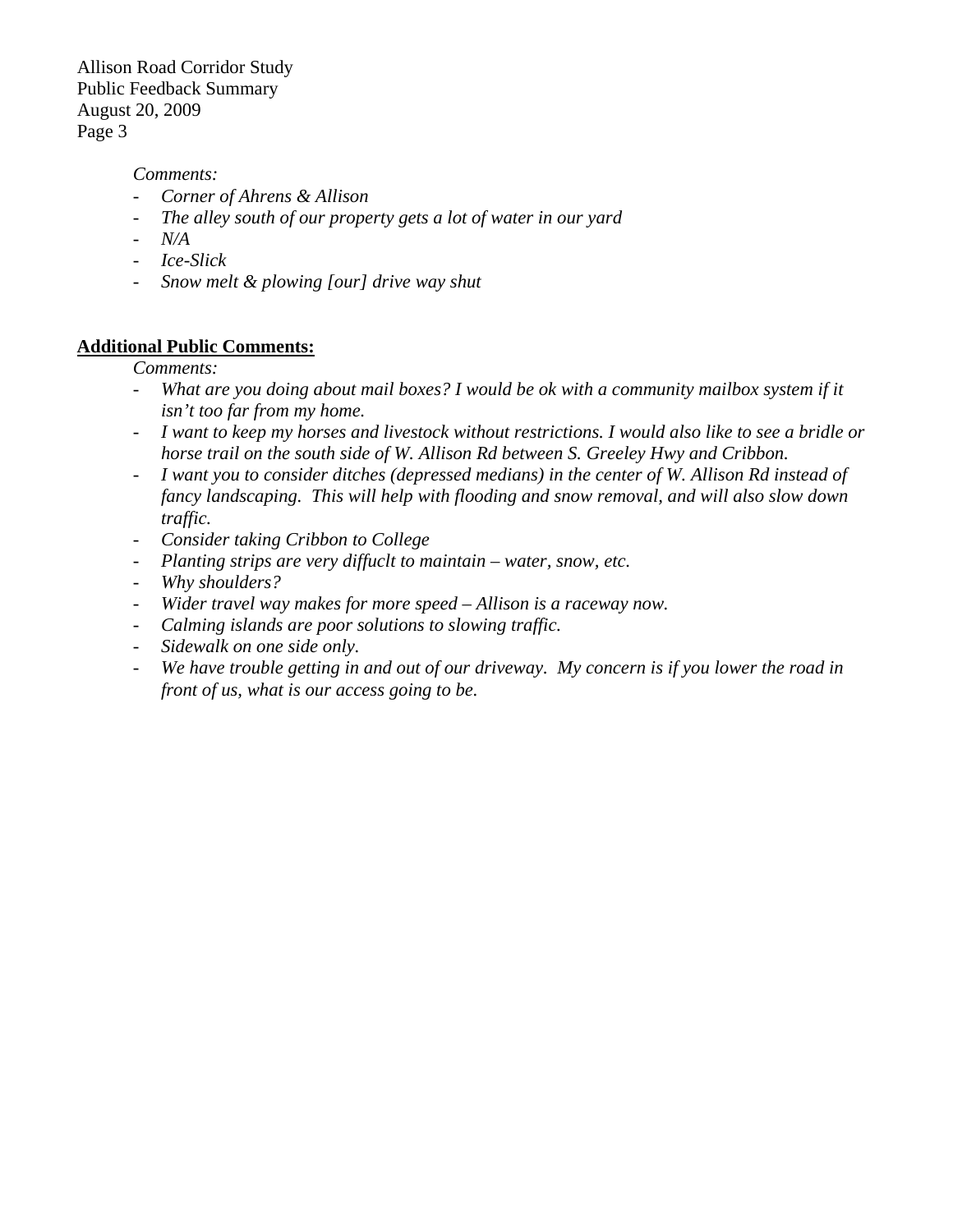*Comments:*

- *Corner of Ahrens & Allison*
- *The alley south of our property gets a lot of water in our yard*
- *N/A*
- *Ice-Slick*
- *Snow melt & plowing [our] drive way shut*

**Additional Public Comments:**

*Comments:*

- *What are you doing about mail boxes? I would be ok with a community mailbox system if it isn't too far from my home.*
- *I want to keep my horses and livestock without restrictions. I would also like to see a bridle or horse trail on the south side of W. Allison Rd between S. Greeley Hwy and Cribbon.*
- *I want you to consider ditches (depressed medians) in the center of W. Allison Rd instead of fancy landscaping. This will help with flooding and snow removal, and will also slow down traffic.*
- *Consider taking Cribbon to College*
- *Planting strips are very diffuclt to maintain – water, snow, etc.*
- *Why shoulders?*
- *Wider travel way makes for more speed – Allison is a raceway now.*
- *Calming islands are poor solutions to slowing traffic.*
- *Sidewalk on one side only.*
- *We have trouble getting in and out of our driveway. My concern is if you lower the road in front of us, what is our access going to be.*